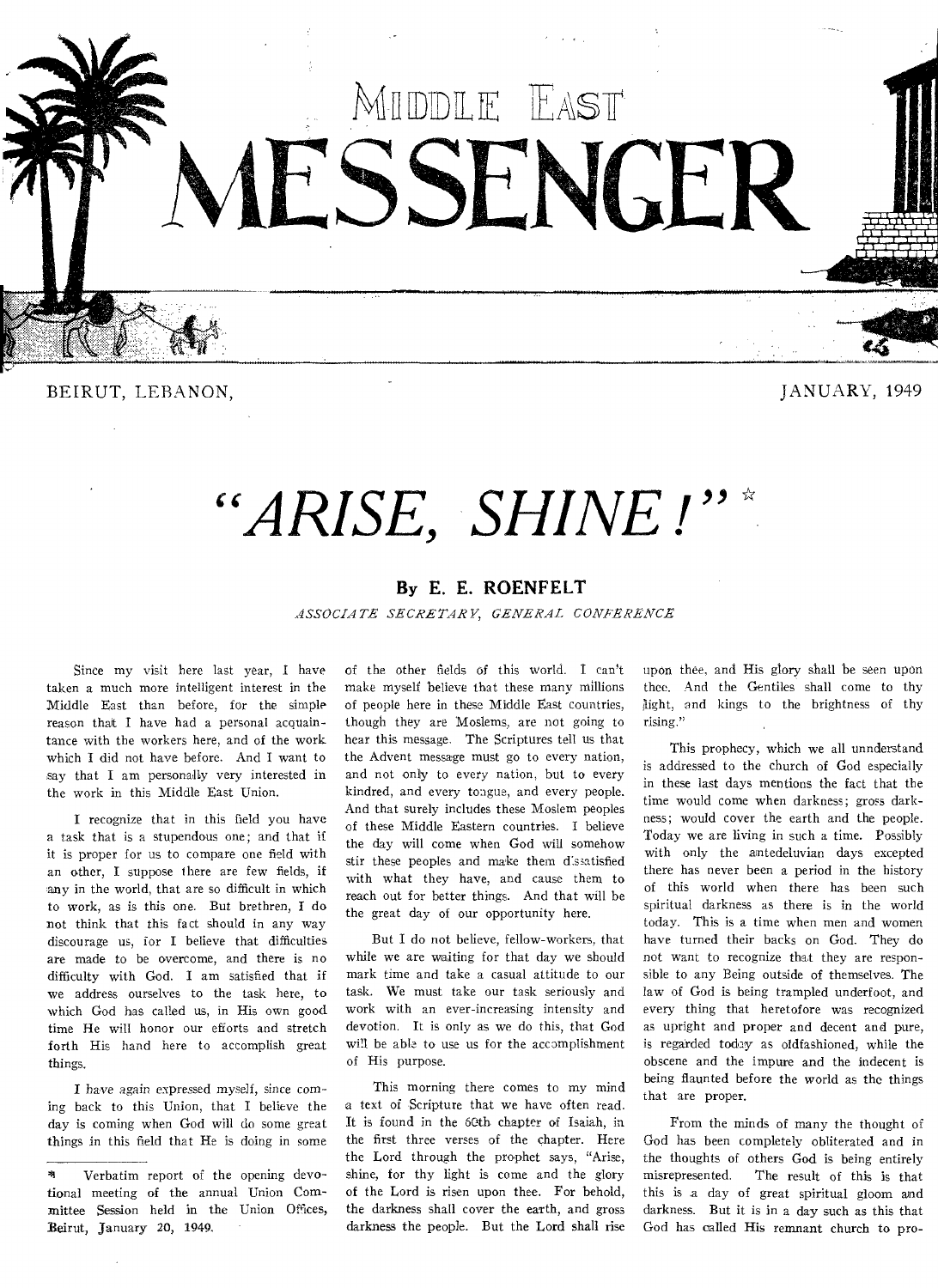# MIDDLE EAST MESSENGER

BEIRUT, LEBANON, JANUARY, 1949

## "ARISE, SHINE!" *

### By E. E. ROENFELT

*ASSOCIATE SECRETARY, GENERAL CONFERENCE*

Since my visit here last year, I have taken a much more intelligent interest in the Middle East than before, for the simple reason that I have had a personal acquaintance with the workers here, and of the work which I did not have before. And I want to say that I am personally very interested in the work in this Middle East Union.

I recognize that in this field you have a task that is a stupendous one; and that if it is proper for us to compare one field with an other, I suppose there are few fields, if any in the world, that are so difficult in which to work, as is this one. But brethren, I do not think that this fact should in any way discourage us, for I believe that difficulties are made to be overcome, and there is no difficulty with God. I am satisfied that if we address ourselves to the task here, to which God has called us, in His own good time He will honor our efforts and stretch forth His hand here to accomplish great things.

I have again expressed myself, since coming back to this Union, that I believe the day is coming when God will do some great things in this field that He is doing in some of the other fields of this world. I can't make myself believe that these many millions of people here in these Middle East countries, though they are Moslems, are not going to hear this message. The Scriptures tell us that the Advent message must go to every nation, and not only to every nation, but to every kindred, and every tongue, and every people. And that surely includes these Moslem peoples of these Middle Eastern countries. I believe the day will come when God will somehow stir these peoples and make them dissatisfied with what they have, and cause them to reach out for better things. And that will be the great day of our opportunity here.

But I do not believe, fellow-workers, that while we are waiting for that day we should mark time and take a casual attitude to our task. We must take our task seriously and work with an ever-increasing intensity and devotion. It is only as we do this, that God will be able to use us for the accomplishment of His purpose.

This morning there comes to my mind a text of Scripture that we have often read. It is found in the 60th chapter of Isaiah, in the first three verses of the chapter. Here the Lord through the prophet says, "Arise, shine, for thy light is come and the glory of the Lord is risen upon thee. For behold, the darkness shall cover the earth, and gross darkness the people. But the Lord shall rise upon thee, and His glory shall be seen upon thee. And the Gentiles shall come to thy light, and kings to the brightness of thy rising."

This prophecy, which we all unnderstand is addressed to the church of God especially in these last days mentions the fact that the time would come when darkness; gross darkness; would cover the earth and the people. Today we are living in such a time. Possibly with only the antedeluvian days excepted there has never been a period in the history of this world when there has been such spiritual darkness as there is in the world today. This is a time when men and women have turned their backs on God. They do not want to recognize that they are responsible to any Being outside of themselves. The law of God is being trampled underfoot, and every thing that heretofore was recognized as upright and proper and decent and pure, is regarded today as oldfashioned, while the obscene and the impure and the indecent is being flaunted before the world as the things that are proper.

From the minds of many the thought of God has been completely obliterated and in the thoughts of others God is being entirely misrepresented. The result of this is that this is a day of great spiritual gloom and darkness. But it is in a day such as this that God has called His remnant church to pro-

---

* Verbatim report of the opening devotional meeting of the annual Union Committee Session held in the Union Offices, Beirut, January 20, 1949.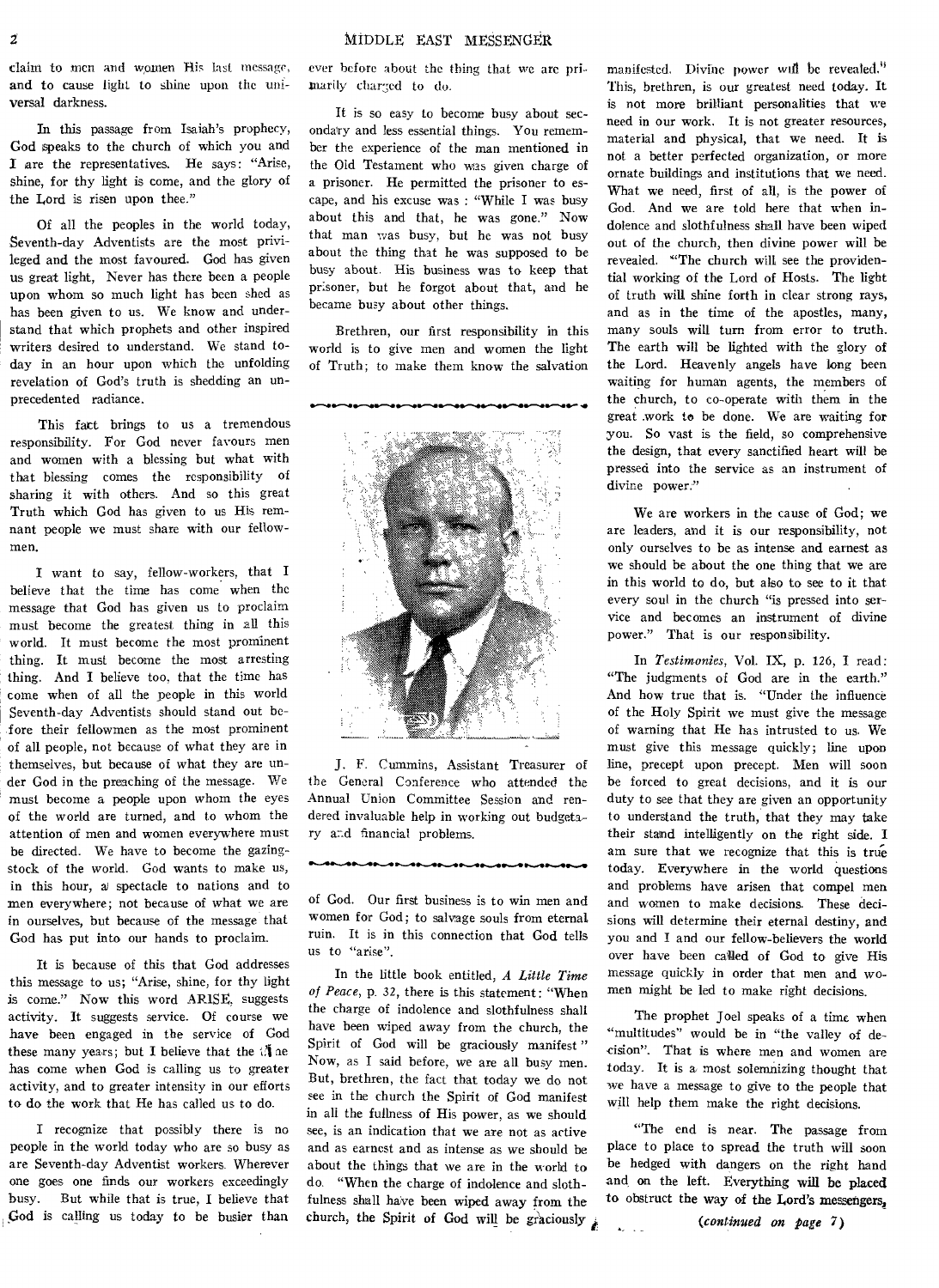claim to men and women His last message, and to cause light to shine upon the universal darkness.

In this passage from Isaiah's prophecy, God speaks to the church of which you and I are the representatives. He says: "Arise, shine, for thy light is come, and the glory of the Lord is risen upon thee."

Of all the peoples in the world today, Seventh-day Adventists are the most privileged and the most favoured. God has given us great light, Never has there been a people upon whom so much light has been shed as has been given to us. We know and understand that which prophets and other inspired writers desired to understand. We stand today in an hour upon which the unfolding revelation of God's truth is shedding an unprecedented radiance.

This fact brings to us a tremendous responsibility. For God never favours men and women with a blessing but what with that blessing comes the responsibility of sharing it with others. And so this great Truth which God has given to us His remnant people we must share with our fellowmen.

I want to say, fellow-workers, that I believe that the time has come when the message that God has given us to proclaim must become the greatest thing in all this world. It must become the most prominent thing. It must become the most arresting thing. And I believe too, that the time has come when of all the people in this world Seventh-day Adventists should stand out before their fellowmen as the most prominent of all people, not because of what they are in themselves, but because of what they are under God in the preaching of the message. We must become a people upon whom the eyes of the world are turned, and to whom the attention of men and women everywhere must be directed. We have to become the gazingstock of the world. God wants to make us, in this hour, a spectacle to nations and to men everywhere; not because of what we are in ourselves, but because of the message that God has put into our hands to proclaim.

It is because of this that God addresses this message to us; "Arise, shine, for thy light is come." Now this word ARISE, suggests activity. It suggests service. Of course we have been engaged in the service of God these many years; but I believe that the time has come when God is calling us to greater activity, and to greater intensity in our efforts to do the work that He has called us to do.

I recognize that possibly there is no people in the world today who are so busy as are Seventh-day Adventist workers. Wherever one goes one finds our workers exceedingly busy. But while that is true, I believe that God is calling us today to be busier than ever before about the thing that we are primarily charged to do.

It is so easy to become busy about secondary and less essential things. You remember the experience of the man mentioned in the Old Testament who was given charge of a prisoner. He permitted the prisoner to escape, and his excuse was : "While I was busy about this and that, he was gone." Now that man was busy, but he was not busy about the thing that he was supposed to be busy about. His business was to keep that prisoner, but he forgot about that, and he became busy about other things.

Brethren, our first responsibility in this world is to give men and women the light of Truth; to make them know the salvation of God. Our first business is to win men and women for God; to salvage souls from eternal ruin. It is in this connection that God tells us to "arise".

J. F. Cummins, Assistant Treasurer of the General Conference who attended the Annual Union Committee Session and rendered invaluable help in working out budgetary and financial problems.

In the little book entitled, *A Little Time of Peace*, p. 32, there is this statement: "When the charge of indolence and slothfulness shall have been wiped away from the church, the Spirit of God will be graciously manifest " Now, as I said before, we are all busy men. But, brethren, the fact that today we do not see in the church the Spirit of God manifest in all the fullness of His power, as we should see, is an indication that we are not as active and as earnest and as intense as we should be about the things that we are in the world to do. "When the charge of indolence and slothfulness shall have been wiped away from the church, the Spirit of God will be graciously manifested. Divine power will be revealed." This, brethren, is our greatest need today. It is not more brilliant personalities that we need in our work. It is not greater resources, material and physical, that we need. It is not a better perfected organization, or more ornate buildings and institutions that we need. What we need, first of all, is the power of God. And we are told here that when indolence and slothfulness shall have been wiped out of the church, then divine power will be revealed. "The church will see the providential working of the Lord of Hosts. The light of truth will shine forth in clear strong rays, and as in the time of the apostles, many, many souls will turn from error to truth. The earth will be lighted with the glory of the Lord. Heavenly angels have long been waiting for human agents, the members of the church, to co-operate with them in the great work to be done. We are waiting for you. So vast is the field, so comprehensive the design, that every sanctified heart will be pressed into the service as an instrument of divine power."

We are workers in the cause of God; we are leaders, and it is our responsibility, not only ourselves to be as intense and earnest as we should be about the one thing that we are in this world to do, but also to see to it that every soul in the church "is pressed into service and becomes an instrument of divine power." That is our responsibility.

In *Testimonies*, Vol. IX, p. 126, I read: "The judgments of God are in the earth." And how true that is. "Under the influence of the Holy Spirit we must give the message of warning that He has intrusted to us. We must give this message quickly; line upon line, precept upon precept. Men will soon be forced to great decisions, and it is our duty to see that they are given an opportunity to understand the truth, that they may take their stand intelligently on the right side. I am sure that we recognize that this is true today. Everywhere in the world questions and problems have arisen that compel men and women to make decisions. These decisions will determine their eternal destiny, and you and I and our fellow-believers the world over have been called of God to give His message quickly in order that men and women might be led to make right decisions.

The prophet Joel speaks of a time when "multitudes" would be in "the valley of decision". That is where men and women are today. It is a most solemnizing thought that we have a message to give to the people that will help them make the right decisions.

"The end is near. The passage from place to place to spread the truth will soon be hedged with dangers on the right hand and on the left. Everything will be placed to obstruct the way of the Lord's messengers,

*(continued on page 7)*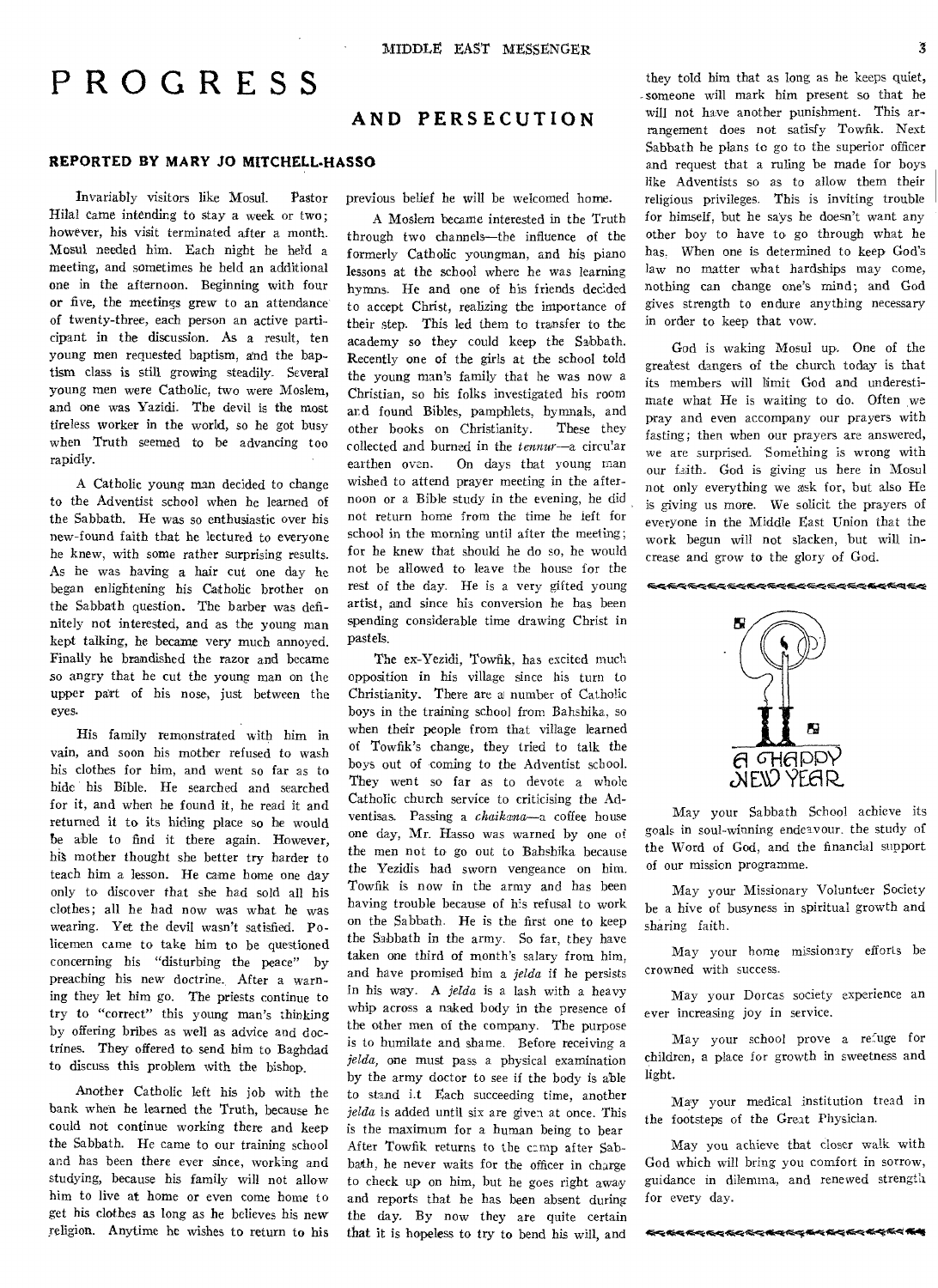# PROGRESS AND PERSECUTION

### REPORTED BY MARY JO MITCHELL-HASSO

Invariably visitors like Mosul. Pastor Hilal came intending to stay a week or two; however, his visit terminated after a month. Mosul needed him. Each night he held a meeting, and sometimes he held an additional one in the afternoon. Beginning with four or five, the meetings grew to an attendance of twenty-three, each person an active participant in the discussion. As a result, ten young men requested baptism, and the baptism class is still growing steadily. Several young men were Catholic, two were Moslem, and one was Yazidi. The devil is the most tireless worker in the world, so he got busy when Truth seemed to be advancing too rapidly.

A Catholic young man decided to change to the Adventist school when he learned of the Sabbath. He was so enthusiastic over his new-found faith that he lectured to everyone he knew, with some rather surprising results. As he was having a hair cut one day he began enlightening his Catholic brother on the Sabbath question. The barber was definitely not interested, and as the young man kept talking, he became very much annoyed. Finally he brandished the razor and became so angry that he cut the young man on the upper part of his nose, just between the eyes.

His family remonstrated with him in vain, and soon his mother refused to wash his clothes for him, and went so far as to hide his Bible. He searched and searched for it, and when he found it, he read it and returned it to its hiding place so he would be able to find it there again. However, his mother thought she better try harder to teach him a lesson. He came home one day only to discover that she had sold all his clothes; all he had now was what he was wearing. Yet the devil wasn't satisfied. Policemen came to take him to be questioned concerning his "disturbing the peace" by preaching his new doctrine. After a warning they let him go. The priests continue to try to "correct" this young man's thinking by offering bribes as well as advice and doctrines. They offered to send him to Baghdad to discuss this problem with the bishop.

Another Catholic left his job with the bank when he learned the Truth, because he could not continue working there and keep the Sabbath. He came to our training school and has been there ever since, working and studying, because his family will not allow him to live at home or even come home to get his clothes as long as he believes his new religion. Anytime he wishes to return to his previous belief he will be welcomed home.

A Moslem became interested in the Truth through two channels—the influence of the formerly Catholic youngman, and his piano lessons at the school where he was learning hymns. He and one of his friends decided to accept Christ, realizing the importance of their step. This led them to transfer to the academy so they could keep the Sabbath. Recently one of the girls at the school told the young man's family that he was now a Christian, so his folks investigated his room and found Bibles, pamphlets, hymnals, and other books on Christianity. These they collected and burned in the *tennur*—a circular earthen oven. On days that young man wished to attend prayer meeting in the afternoon or a Bible study in the evening, he did not return home from the time he left for school in the morning until after the meeting; for he knew that should he do so, he would not be allowed to leave the house for the rest of the day. He is a very gifted young artist, and since his conversion he has been spending considerable time drawing Christ in pastels.

The ex-Yezidi, Towfik, has excited much opposition in his village since his turn to Christianity. There are a number of Catholic boys in the training school from Bahshika, so when their people from that village learned of Towfik's change, they tried to talk the boys out of coming to the Adventist school. They went so far as to devote a whole Catholic church service to criticising the Adventisas. Passing a *chaikana*—a coffee house one day, Mr. Hasso was warned by one of the men not to go out to Bahshika because the Yezidis had sworn vengeance on him. Towfik is now in the army and has been having trouble because of his refusal to work on the Sabbath. He is the first one to keep the Sabbath in the army. So far, they have taken one third of month's salary from him, and have promised him a *jelda* if he persists in his way. A *jelda* is a lash with a heavy whip across a naked body in the presence of the other men of the company. The purpose is to humilate and shame. Before receiving a *jelda*, one must pass a physical examination by the army doctor to see if the body is able to stand i.t Each succeeding time, another *jelda* is added until six are given at once. This is the maximum for a human being to bear After Towfik returns to the camp after Sabbath, he never waits for the officer in charge to check up on him, but he goes right away and reports that he has been absent during the day. By now they are quite certain that it is hopeless to try to bend his will, and they told him that as long as he keeps quiet, someone will mark him present so that he will not have another punishment. This arrangement does not satisfy Towfik. Next Sabbath he plans to go to the superior officer and request that a ruling be made for boys like Adventists so as to allow them their religious privileges. This is inviting trouble for himself, but he says he doesn't want any other boy to have to go through what he has. When one is determined to keep God's law no matter what hardships may come, nothing can change one's mind; and God gives strength to endure anything necessary in order to keep that vow.

God is waking Mosul up. One of the greatest dangers of the church today is that its members will limit God and underestimate what He is waiting to do. Often we pray and even accompany our prayers with fasting; then when our prayers are answered, we are surprised. Something is wrong with our faith. God is giving us here in Mosul not only everything we ask for, but also He is giving us more. We solicit the prayers of everyone in the Middle East Union that the work begun will not slacken, but will increase and grow to the glory of God.

---

A HAPPY NEW YEAR

May your Sabbath School achieve its goals in soul-winning endeavour, the study of the Word of God, and the financial support of our mission programme.

May your Missionary Volunteer Society be a hive of busyness in spiritual growth and sharing faith.

May your home missionary efforts be crowned with success.

May your Dorcas society experience an ever increasing joy in service.

May your school prove a refuge for children, a place for growth in sweetness and light.

May your medical institution tread in the footsteps of the Great Physician.

May you achieve that closer walk with God which will bring you comfort in sorrow, guidance in dilemma, and renewed strength for every day.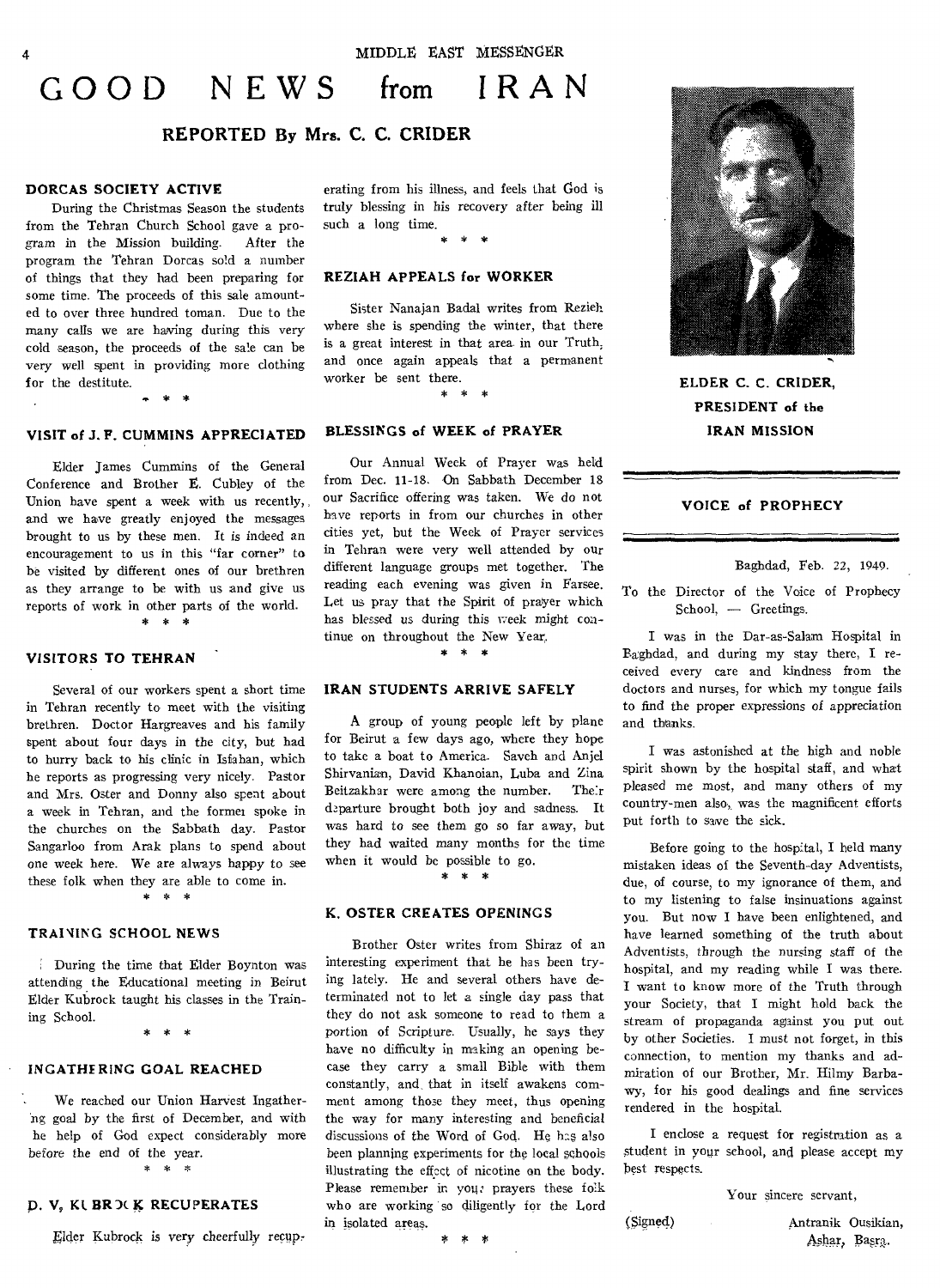# GOOD NEWS from IRAN

## REPORTED By Mrs. C. C. CRIDER

### DORCAS SOCIETY ACTIVE

During the Christmas Season the students from the Tehran Church School gave a program in the Mission building. After the program the Tehran Dorcas sold a number of things that they had been preparing for some time. The proceeds of this sale amounted to over three hundred toman. Due to the many calls we are having during this very cold season, the proceeds of the sale can be very well spent in providing more clothing for the destitute.

\* \* \*

### VISIT of J. F. CUMMINS APPRECIATED

Elder James Cummins of the General Conference and Brother E. Cubley of the Union have spent a week with us recently, and we have greatly enjoyed the messages brought to us by these men. It is indeed an encouragement to us in this "far corner" to be visited by different ones of our brethren as they arrange to be with us and give us reports of work in other parts of the world.

\* \* \*

### VISITORS TO TEHRAN

Several of our workers spent a short time in Tehran recently to meet with the visiting brethren. Doctor Hargreaves and his family spent about four days in the city, but had to hurry back to his clinic in Isfahan, which he reports as progressing very nicely. Pastor and Mrs. Oster and Donny also spent about a week in Tehran, and the former spoke in the churches on the Sabbath day. Pastor Sangarloo from Arak plans to spend about one week here. We are always happy to see these folk when they are able to come in.

\* \* \*

### TRAINING SCHOOL NEWS

During the time that Elder Boynton was attending the Educational meeting in Beirut Elder Kubrock taught his classes in the Training School.

\* \* \*

### INGATHERING GOAL REACHED

We reached our Union Harvest Ingathering goal by the first of December, and with the help of God expect considerably more before the end of the year.

\* \* \*

### D. V. KUBROCK RECUPERATES

Elder Kubrock is very cheerfully recuperating from his illness, and feels that God is truly blessing in his recovery after being ill such a long time.

\* \* \*

### REZIAH APPEALS for WORKER

Sister Nanajan Badal writes from Rezieh where she is spending the winter, that there is a great interest in that area in our Truth, and once again appeals that a permanent worker be sent there.

\* \* \*

### BLESSINGS of WEEK of PRAYER

Our Annual Week of Prayer was held from Dec. 11-18. On Sabbath December 18 our Sacrifice offering was taken. We do not have reports in from our churches in other cities yet, but the Week of Prayer services in Tehran were very well attended by our different language groups met together. The reading each evening was given in Farsee. Let us pray that the Spirit of prayer which has blessed us during this week might continue on throughout the New Year.

\* \* \*

### IRAN STUDENTS ARRIVE SAFELY

A group of young people left by plane for Beirut a few days ago, where they hope to take a boat to America. Saveh and Anjel Shirvanian, David Khanoian, Luba and Zina Beitzakhar were among the number. Their departure brought both joy and sadness. It was hard to see them go so far away, but they had waited many months for the time when it would be possible to go.

\* \* \*

### K. OSTER CREATES OPENINGS

Brother Oster writes from Shiraz of an interesting experiment that he has been trying lately. He and several others have determinated not to let a single day pass that they do not ask someone to read to them a portion of Scripture. Usually, he says they have no difficulty in making an opening because they carry a small Bible with them constantly, and that in itself awakens comment among those they meet, thus opening the way for many interesting and beneficial discussions of the Word of God. He has also been planning experiments for the local schools illustrating the effect of nicotine on the body. Please remember in your prayers these folk who are working so diligently for the Lord in isolated areas.

\* \* \*

ELDER C. C. CRIDER, PRESIDENT of the IRAN MISSION

### VOICE of PROPHECY

Baghdad, Feb. 22, 1949.

To the Director of the Voice of Prophecy School, — Greetings.

I was in the Dar-as-Salam Hospital in Baghdad, and during my stay there, I received every care and kindness from the doctors and nurses, for which my tongue fails to find the proper expressions of appreciation and thanks.

I was astonished at the high and noble spirit shown by the hospital staff, and what pleased me most, and many others of my country-men also, was the magnificent efforts put forth to save the sick.

Before going to the hospital, I held many mistaken ideas of the Seventh-day Adventists, due, of course, to my ignorance of them, and to my listening to false insinuations against you. But now I have been enlightened, and have learned something of the truth about Adventists, through the nursing staff of the hospital, and my reading while I was there. I want to know more of the Truth through your Society, that I might hold back the stream of propaganda against you put out by other Societies. I must not forget, in this connection, to mention my thanks and admiration of our Brother, Mr. Hilmy Barbawy, for his good dealings and fine services rendered in the hospital.

I enclose a request for registration as a student in your school, and please accept my best respects.

Your sincere servant,

(Signed) Antranik Ousikian,
Ashar, Basra.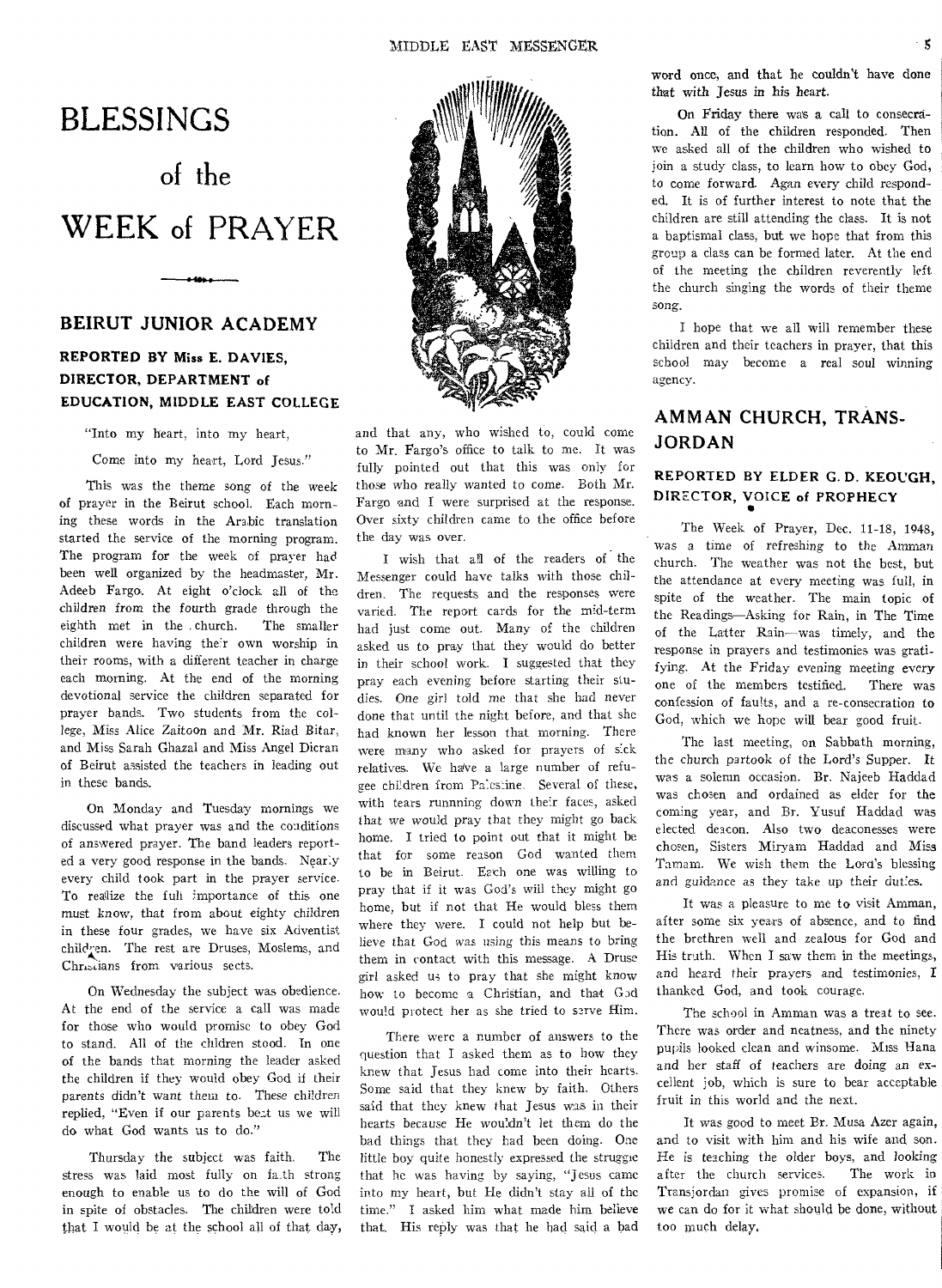# BLESSINGS of the WEEK of PRAYER

## BEIRUT JUNIOR ACADEMY

### REPORTED BY Miss E. DAVIES, DIRECTOR, DEPARTMENT of EDUCATION, MIDDLE EAST COLLEGE

"Into my heart, into my heart,

Come into my heart, Lord Jesus."

This was the theme song of the week of prayer in the Beirut school. Each morning these words in the Arabic translation started the service of the morning program. The program for the week of prayer had been well organized by the headmaster, Mr. Adeeb Fargo. At eight o'clock all of the children from the fourth grade through the eighth met in the church. The smaller children were having their own worship in their rooms, with a different teacher in charge each morning. At the end of the morning devotional service the children separated for prayer bands. Two students from the college, Miss Alice Zaitoon and Mr. Riad Bitar, and Miss Sarah Ghazal and Miss Angel Dicran of Beirut assisted the teachers in leading out in these bands.

On Monday and Tuesday mornings we discussed what prayer was and the conditions of answered prayer. The band leaders reported a very good response in the bands. Nearly every child took part in the prayer service. To realize the full importance of this one must know, that from about eighty children in these four grades, we have six Adventist children. The rest are Druses, Moslems, and Christians from various sects.

On Wednesday the subject was obedience. At the end of the service a call was made for those who would promise to obey God to stand. All of the children stood. In one of the bands that morning the leader asked the children if they would obey God if their parents didn't want them to. These children replied, "Even if our parents beat us we will do what God wants us to do."

Thursday the subject was faith. The stress was laid most fully on faith strong enough to enable us to do the will of God in spite of obstacles. The children were told that I would be at the school all of that day, and that any, who wished to, could come to Mr. Fargo's office to talk to me. It was fully pointed out that this was only for those who really wanted to come. Both Mr. Fargo and I were surprised at the response. Over sixty children came to the office before the day was over.

I wish that all of the readers of the Messenger could have talks with those children. The requests and the responses were varied. The report cards for the mid-term had just come out. Many of the children asked us to pray that they would do better in their school work. I suggested that they pray each evening before starting their studies. One girl told me that she had never done that until the night before, and that she had known her lesson that morning. There were many who asked for prayers of sick relatives. We have a large number of refugee children from Palestine. Several of these, with tears runnning down their faces, asked that we would pray that they might go back home. I tried to point out that it might be that for some reason God wanted them to be in Beirut. Each one was willing to pray that if it was God's will they might go home, but if not that He would bless them where they were. I could not help but believe that God was using this means to bring them in contact with this message. A Druse girl asked us to pray that she might know how to become a Christian, and that God would protect her as she tried to serve Him.

There were a number of answers to the question that I asked them as to how they knew that Jesus had come into their hearts. Some said that they knew by faith. Others said that they knew that Jesus was in their hearts because He wouldn't let them do the bad things that they had been doing. One little boy quite honestly expressed the struggle that he was having by saying, "Jesus came into my heart, but He didn't stay all of the time." I asked him what made him believe that. His reply was that he had said a bad word once, and that he couldn't have done that with Jesus in his heart.

On Friday there was a call to consecration. All of the children responded. Then we asked all of the children who wished to join a study class, to learn how to obey God, to come forward. Again every child responded. It is of further interest to note that the children are still attending the class. It is not a baptismal class, but we hope that from this group a class can be formed later. At the end of the meeting the children reverently left the church singing the words of their theme song.

I hope that we all will remember these children and their teachers in prayer, that this school may become a real soul winning agency.

## AMMAN CHURCH, TRANS-JORDAN

### REPORTED BY ELDER G. D. KEOUGH, DIRECTOR, VOICE of PROPHECY

The Week of Prayer, Dec. 11-18, 1948, was a time of refreshing to the Amman church. The weather was not the best, but the attendance at every meeting was full, in spite of the weather. The main topic of the Readings—Asking for Rain, in The Time of the Latter Rain—was timely, and the response in prayers and testimonies was gratifying. At the Friday evening meeting every one of the members testified. There was confession of faults, and a re-consecration to God, which we hope will bear good fruit.

The last meeting, on Sabbath morning, the church partook of the Lord's Supper. It was a solemn occasion. Br. Najeeb Haddad was chosen and ordained as elder for the coming year, and Br. Yusuf Haddad was elected deacon. Also two deaconesses were chosen, Sisters Miryam Haddad and Miss Tamam. We wish them the Lord's blessing and guidance as they take up their duties.

It was a pleasure to me to visit Amman, after some six years of absence, and to find the brethren well and zealous for God and His truth. When I saw them in the meetings, and heard their prayers and testimonies, I thanked God, and took courage.

The school in Amman was a treat to see. There was order and neatness, and the ninety pupils looked clean and winsome. Miss Hana and her staff of teachers are doing an excellent job, which is sure to bear acceptable fruit in this world and the next.

It was good to meet Br. Musa Azer again, and to visit with him and his wife and son. He is teaching the older boys, and looking after the church services. The work in Transjordan gives promise of expansion, if we can do for it what should be done, without too much delay.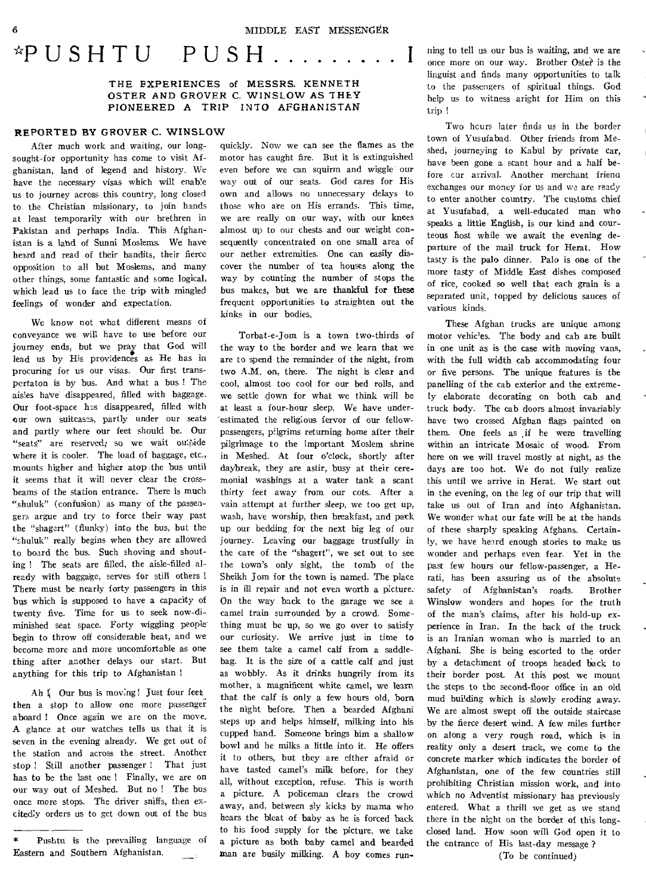# *PUSHTU PUSH . . . . . . . . . I

### THE EXPERIENCES of MESSRS. KENNETH OSTER AND GROVER C. WINSLOW AS THEY PIONEERED A TRIP INTO AFGHANISTAN

**REPORTED BY GROVER C. WINSLOW**

After much work and waiting, our long-sought-for opportunity has come to visit Afghanistan, land of legend and history. We have the necessary visas which will enable us to journey across this country, long closed to the Christian missionary, to join hands at least temporarily with our brethren in Pakistan and perhaps India. This Afghanistan is a land of Sunni Moslems. We have heard and read of their bandits, their fierce opposition to all but Moslems, and many other things, some fantastic and some logical, which lead us to face the trip with mingled feelings of wonder and expectation.

We know not what different means of conveyance we will have to use before our journey ends, but we pray that God will lead us by His providences as He has in procuring for us our visas. Our first transportaton is by bus. And what a bus! The aisles have disappeared, filled with baggage. Our foot-space has disappeared, filled with our own suitcases, partly under our seats and partly where our feet should be. Our "seats" are reserved; so we wait outside where it is cooler. The load of baggage, etc., mounts higher and higher atop the bus until it seems that it will never clear the cross-beams of the station entrance. There is much "shuluk" (confusion) as many of the passengers argue and try to force their way past the "shagert" (flunky) into the bus, but the "shuluk" really begins when they are allowed to board the bus. Such shoving and shouting! The seats are filled, the aisle-filled already with baggage, serves for still others! There must be nearly forty passengers in this bus which is supposed to have a capacity of twenty five. Time for us to seek now-diminished seat space. Forty wiggling people begin to throw off considerable heat, and we become more and more uncomfortable as one thing after another delays our start. But anything for this trip to Afghanistan!

Ah! Our bus is moving! Just four feet then a stop to allow one more passenger aboard! Once again we are on the move. A glance at our watches tells us that it is seven in the evening already. We get out of the station and across the street. Another stop! Still another passenger! That just has to be the last one! Finally, we are on our way out of Meshed. But no! The bus once more stops. The driver sniffs, then excitedly orders us to get down out of the bus quickly. Now we can see the flames as the motor has caught fire. But it is extinguished even before we can squirm and wiggle our way out of our seats. God cares for His own and allows no unnecessary delays to those who are on His errands. This time, we are really on our way, with our knees almost up to our chests and our weight consequently concentrated on one small area of our nether extremities. One can easily discover the number of tea houses along the way by counting the number of stops the bus makes, but we are thankful for these frequent opportunities to straighten out the kinks in our bodies.

Torbat-e-Jom is a town two-thirds of the way to the border and we learn that we are to spend the remainder of the night, from two A.M. on, there. The night is clear and cool, almost too cool for our bed rolls, and we settle down for what we think will be at least a four-hour sleep. We have underestimated the religious fervor of our fellow-passengers, pilgrims returning home after their pilgrimage to the important Moslem shrine in Meshed. At four o'clock, shortly after daybreak, they are astir, busy at their ceremonial washings at a water tank a scant thirty feet away from our cots. After a vain attempt at further sleep, we too get up, wash, have worship, then breakfast, and pack up our bedding for the next big leg of our journey. Leaving our baggage trustfully in the care of the "shagert", we set out to see the town's only sight, the tomb of the Sheikh Jom for the town is named. The place is in ill repair and not even worth a picture. On the way back to the garage we see a camel train surrounded by a crowd. Something must be up, so we go over to satisfy our curiosity. We arrive just in time to see them take a camel calf from a saddle-bag. It is the size of a cattle calf and just as wobbly. As it drinks hungrily from its mother, a magnificent white camel, we learn that the calf is only a few hours old, born the night before. Then a bearded Afghani steps up and helps himself, milking into his cupped hand. Someone brings him a shallow bowl and he milks a little into it. He offers it to others, but they are either afraid or have tasted camel's milk before, for they all, without exception, refuse. This is worth a picture. A policeman clears the crowd away, and, between sly kicks by mama who hears the bleat of baby as he is forced back to his food supply for the picture, we take a picture as both baby camel and bearded man are busily milking. A boy comes running to tell us our bus is waiting, and we are once more on our way. Brother Oster is the linguist and finds many opportunities to talk to the passengers of spiritual things. God help us to witness aright for Him on this trip!

Two hours later finds us in the border town of Yusufabad. Other friends from Meshed, journeying to Kabul by private car, have been gone a scant hour and a half before our arrival. Another merchant friend exchanges our money for us and we are ready to enter another country. The customs chief at Yusufabad, a well-educated man who speaks a little English, is our kind and courteous host while we await the evening departure of the mail truck for Herat. How tasty is the palo dinner. Palo is one of the more tasty of Middle East dishes composed of rice, cooked so well that each grain is a separated unit, topped by delicious sauces of various kinds.

These Afghan trucks are unique among motor vehicles. The body and cab are built in one unit as is the case with moving vans, with the full width cab accommodating four or five persons. The unique features is the panelling of the cab exterior and the extremely elaborate decorating on both cab and truck body. The cab doors almost invariably have two crossed Afghan flags painted on them. One feels as if he were travelling within an intricate Mosaic of wood. From here on we will travel mostly at night, as the days are too hot. We do not fully realize this until we arrive in Herat. We start out in the evening, on the leg of our trip that will take us out of Iran and into Afghanistan. We wonder what our fate will be at the hands of these sharply speaking Afghans. Certainly, we have heard enough stories to make us wonder and perhaps even fear. Yet in the past few hours our fellow-passenger, a Herati, has been assuring us of the absolute safety of Afghanistan's roads. Brother Winslow wonders and hopes for the truth of the man's claims, after his hold-up experience in Iran. In the back of the truck is an Iranian woman who is married to an Afghani. She is being escorted to the order by a detachment of troops headed back to their border post. At this post we mount the steps to the second-floor office in an old mud building which is slowly eroding away. We are almost swept off the outside staircase by the fierce desert wind. A few miles further on along a very rough road, which is in reality only a desert track, we come to the concrete marker which indicates the border of Afghanistan, one of the few countries still prohibiting Christian mission work, and into which no Adventist missionary has previously entered. What a thrill we get as we stand there in the night on the border of this long-closed land. How soon will God open it to the entrance of His last-day message?

(To be continued)

---

* Pushtu is the prevailing language of Eastern and Southern Afghanistan.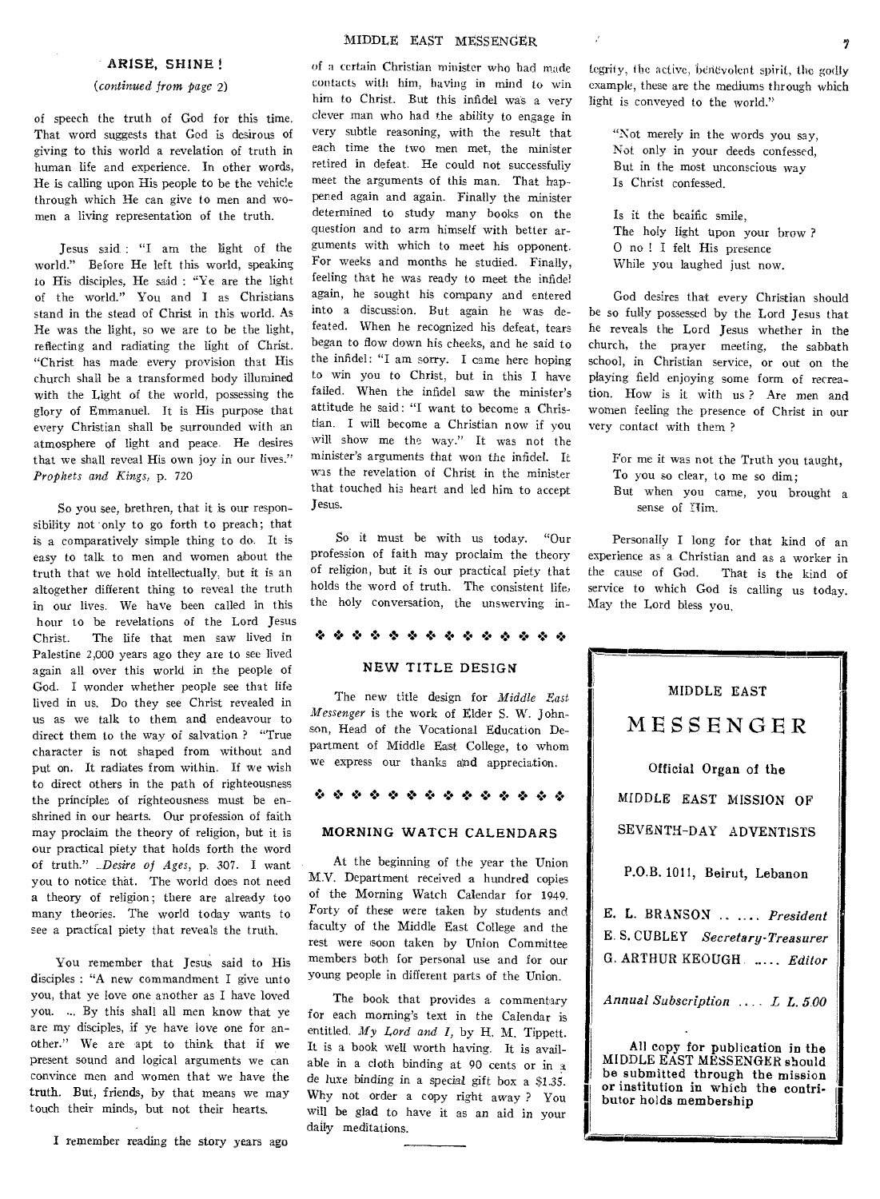## ARISE, SHINE!

*(continued from page 2)*

of speech the truth of God for this time. That word suggests that God is desirous of giving to this world a revelation of truth in human life and experience. In other words, He is calling upon His people to be the vehicle through which He can give to men and women a living representation of the truth.

Jesus said: "I am the light of the world." Before He left this world, speaking to His disciples, He said: "Ye are the light of the world." You and I as Christians stand in the stead of Christ in this world. As He was the light, so we are to be the light, reflecting and radiating the light of Christ. "Christ has made every provision that His church shall be a transformed body illumined with the Light of the world, possessing the glory of Emmanuel. It is His purpose that every Christian shall be surrounded with an atmosphere of light and peace. He desires that we shall reveal His own joy in our lives." *Prophets and Kings,* p. 720

So you see, brethren, that it is our responsibility not only to go forth to preach; that is a comparatively simple thing to do. It is easy to talk to men and women about the truth that we hold intellectually, but it is an altogether different thing to reveal the truth in our lives. We have been called in this hour to be revelations of the Lord Jesus Christ. The life that men saw lived in Palestine 2,000 years ago they are to see lived again all over this world in the people of God. I wonder whether people see that life lived in us. Do they see Christ revealed in us as we talk to them and endeavour to direct them to the way of salvation? "True character is not shaped from without and put on. It radiates from within. If we wish to direct others in the path of righteousness the principles of righteousness must be enshrined in our hearts. Our profession of faith may proclaim the theory of religion, but it is our practical piety that holds forth the word of truth." *Desire of Ages,* p. 307. I want you to notice that. The world does not need a theory of religion; there are already too many theories. The world today wants to see a practical piety that reveals the truth.

You remember that Jesus said to His disciples: "A new commandment I give unto you, that ye love one another as I have loved you. ... By this shall all men know that ye are my disciples, if ye have love one for another." We are apt to think that if we present sound and logical arguments we can convince men and women that we have the truth. But, friends, by that means we may touch their minds, but not their hearts.

I remember reading the story years ago of a certain Christian minister who had made contacts with him, having in mind to win him to Christ. But this infidel was a very clever man who had the ability to engage in very subtle reasoning, with the result that each time the two men met, the minister retired in defeat. He could not successfully meet the arguments of this man. That happened again and again. Finally the minister determined to study many books on the question and to arm himself with better arguments with which to meet his opponent. For weeks and months he studied. Finally, feeling that he was ready to meet the infidel again, he sought his company and entered into a discussion. But again he was defeated. When he recognized his defeat, tears began to flow down his cheeks, and he said to the infidel: "I am sorry. I came here hoping to win you to Christ, but in this I have failed. When the infidel saw the minister's attitude he said: "I want to become a Christian. I will become a Christian now if you will show me the way." It was not the minister's arguments that won the infidel. It was the revelation of Christ in the minister that touched his heart and led him to accept Jesus.

So it must be with us today. "Our profession of faith may proclaim the theory of religion, but it is our practical piety that holds the word of truth. The consistent life, the holy conversation, the unswerving integrity, the active, benevolent spirit, the godly example, these are the mediums through which light is conveyed to the world."

> "Not merely in the words you say,
> Not only in your deeds confessed,
> But in the most unconscious way
> Is Christ confessed.
>
> Is it the beaific smile,
> The holy light upon your brow?
> O no! I felt His presence
> While you laughed just now.

God desires that every Christian should be so fully possessed by the Lord Jesus that he reveals the Lord Jesus whether in the church, the prayer meeting, the sabbath school, in Christian service, or out on the playing field enjoying some form of recreation. How is it with us? Are men and women feeling the presence of Christ in our very contact with them?

> For me it was not the Truth you taught,
> To you so clear, to me so dim;
> But when you came, you brought a sense of Him.

Personally I long for that kind of an experience as a Christian and as a worker in the cause of God. That is the kind of service to which God is calling us today. May the Lord bless you.

## NEW TITLE DESIGN

The new title design for *Middle East Messenger* is the work of Elder S. W. Johnson, Head of the Vocational Education Department of Middle East College, to whom we express our thanks and appreciation.

## MORNING WATCH CALENDARS

At the beginning of the year the Union M.V. Department received a hundred copies of the Morning Watch Calendar for 1949. Forty of these were taken by students and faculty of the Middle East College and the rest were soon taken by Union Committee members both for personal use and for our young people in different parts of the Union.

The book that provides a commentary for each morning's text in the Calendar is entitled *My Lord and I,* by H. M. Tippett. It is a book well worth having. It is available in a cloth binding at 90 cents or in a de luxe binding in a special gift box a $1.35. Why not order a copy right away? You will be glad to have it as an aid in your daily meditations.

---

MIDDLE EAST

# MESSENGER

**Official Organ of the**

MIDDLE EAST MISSION OF

SEVENTH-DAY ADVENTISTS

**P.O.B. 1011, Beirut, Lebanon**

E. L. BRANSON .. .... *President*

E. S. CUBLEY *Secretary-Treasurer*

G. ARTHUR KEOUGH ..... *Editor*

*Annual Subscription .... L L. 5.00*

**All copy for publication in the MIDDLE EAST MESSENGER should be submitted through the mission or institution in which the contributor holds membership**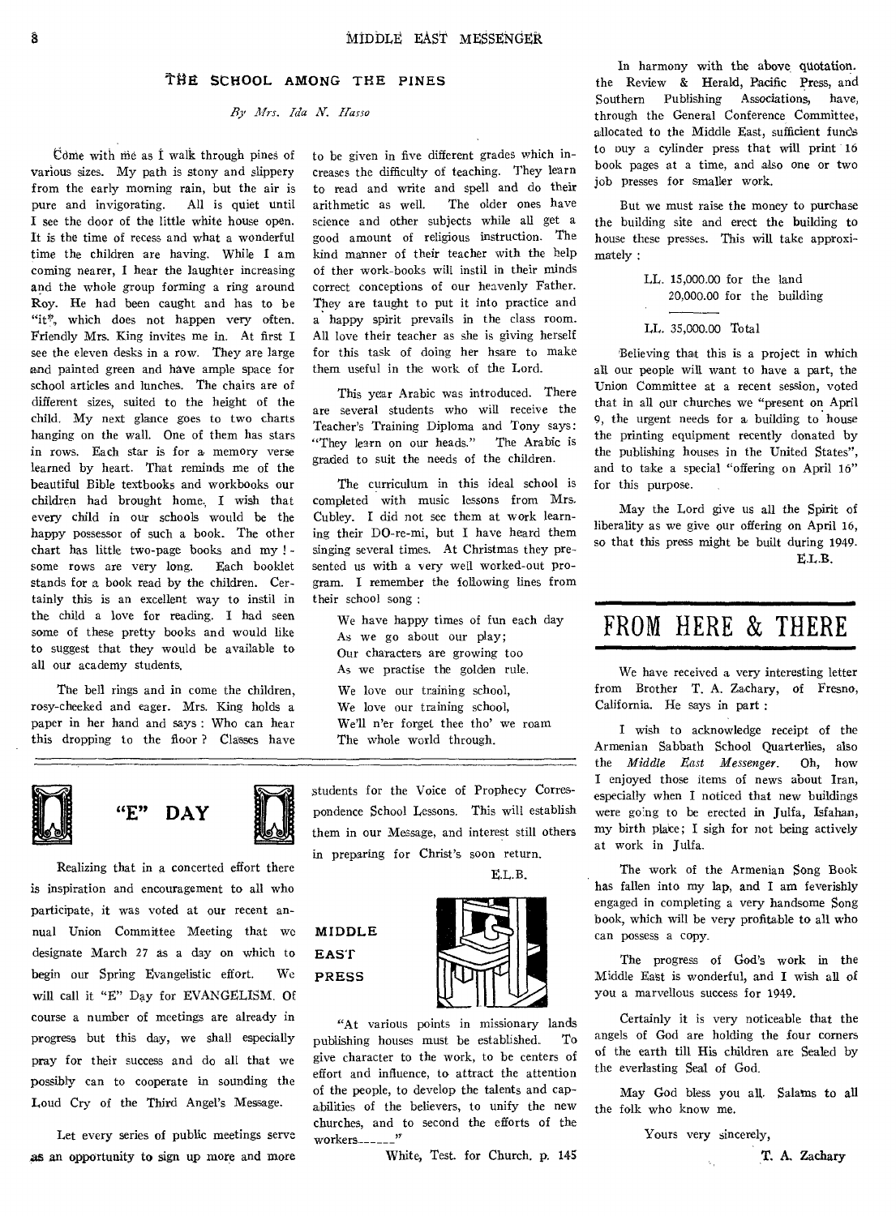## THE SCHOOL AMONG THE PINES

*By Mrs. Ida N. Hasso*

Come with me as I walk through pines of various sizes. My path is stony and slippery from the early morning rain, but the air is pure and invigorating. All is quiet until I see the door of the little white house open. It is the time of recess and what a wonderful time the children are having. While I am coming nearer, I hear the laughter increasing and the whole group forming a ring around Roy. He had been caught and has to be "it", which does not happen very often. Friendly Mrs. King invites me in. At first I see the eleven desks in a row. They are large and painted green and have ample space for school articles and lunches. The chairs are of different sizes, suited to the height of the child. My next glance goes to two charts hanging on the wall. One of them has stars in rows. Each star is for a memory verse learned by heart. That reminds me of the beautiful Bible textbooks and workbooks our children had brought home. I wish that every child in our schools would be the happy possessor of such a book. The other chart has little two-page books and my ! - some rows are very long. Each booklet stands for a book read by the children. Certainly this is an excellent way to instil in the child a love for reading. I had seen some of these pretty books and would like to suggest that they would be available to all our academy students.

The bell rings and in come the children, rosy-cheeked and eager. Mrs. King holds a paper in her hand and says : Who can hear this dropping to the floor ? Classes have to be given in five different grades which increases the difficulty of teaching. They learn to read and write and spell and do their arithmetic as well. The older ones have science and other subjects while all get a good amount of religious instruction. The kind manner of their teacher with the help of ther work-books will instil in their minds correct conceptions of our heavenly Father. They are taught to put it into practice and a happy spirit prevails in the class room. All love their teacher as she is giving herself for this task of doing her hsare to make them useful in the work of the Lord.

This year Arabic was introduced. There are several students who will receive the Teacher's Training Diploma and Tony says: "They learn on our heads." The Arabic is graded to suit the needs of the children.

The curriculum in this ideal school is completed with music lessons from Mrs. Cubley. I did not see them at work learning their DO-re-mi, but I have heard them singing several times. At Christmas they presented us with a very well worked-out program. I remember the following lines from their school song ;

We have happy times of fun each day
As we go about our play;
Our characters are growing too
As we practise the golden rule.

We love our training school,
We love our training school,
We'll n'er forget thee tho' we roam
The whole world through.

## "E" DAY

Realizing that in a concerted effort there is inspiration and encouragement to all who participate, it was voted at our recent annual Union Committee Meeting that we designate March 27 as a day on which to begin our Spring Evangelistic effort. We will call it "E" Day for EVANGELISM. Of course a number of meetings are already in progress but this day, we shall especially pray for their success and do all that we possibly can to cooperate in sounding the Loud Cry of the Third Angel's Message.

Let every series of public meetings serve as an opportunity to sign up more and more students for the Voice of Prophecy Correspondence School Lessons. This will establish them in our Message, and interest still others in preparing for Christ's soon return.

E.L.B.

## MIDDLE EAST PRESS

"At various points in missionary lands publishing houses must be established. To give character to the work, to be centers of effort and influence, to attract the attention of the people, to develop the talents and capabilities of the believers, to unify the new churches, and to second the efforts of the workers------"

White, Test. for Church. p. 145

In harmony with the above quotation, the Review & Herald, Pacific Press, and Southern Publishing Associations, have, through the General Conference Committee, allocated to the Middle East, sufficient funds to buy a cylinder press that will print 16 book pages at a time, and also one or two job presses for smaller work.

But we must raise the money to purchase the building site and erect the building to house these presses. This will take approximately :

LL. 15,000.00 for the land
20,000.00 for the building

LL. 35,000.00 Total

Believing that this is a project in which all our people will want to have a part, the Union Committee at a recent session, voted that in all our churches we "present on April 9, the urgent needs for a building to house the printing equipment recently donated by the publishing houses in the United States", and to take a special "offering on April 16" for this purpose.

May the Lord give us all the Spirit of liberality as we give our offering on April 16, so that this press might be built during 1949.

E.L.B.

# FROM HERE & THERE

We have received a very interesting letter from Brother T. A. Zachary, of Fresno, California. He says in part :

I wish to acknowledge receipt of the Armenian Sabbath School Quarterlies, also the *Middle East Messenger*. Oh, how I enjoyed those items of news about Iran, especially when I noticed that new buildings were going to be erected in Julfa, Isfahan, my birth place; I sigh for not being actively at work in Julfa.

The work of the Armenian Song Book has fallen into my lap, and I am feverishly engaged in completing a very handsome Song book, which will be very profitable to all who can possess a copy.

The progress of God's work in the Middle East is wonderful, and I wish all of you a marvellous success for 1949.

Certainly it is very noticeable that the angels of God are holding the four corners of the earth till His children are Sealed by the everlasting Seal of God.

May God bless you all. Salams to all the folk who know me.

Yours very sincerely,

T. A. Zachary